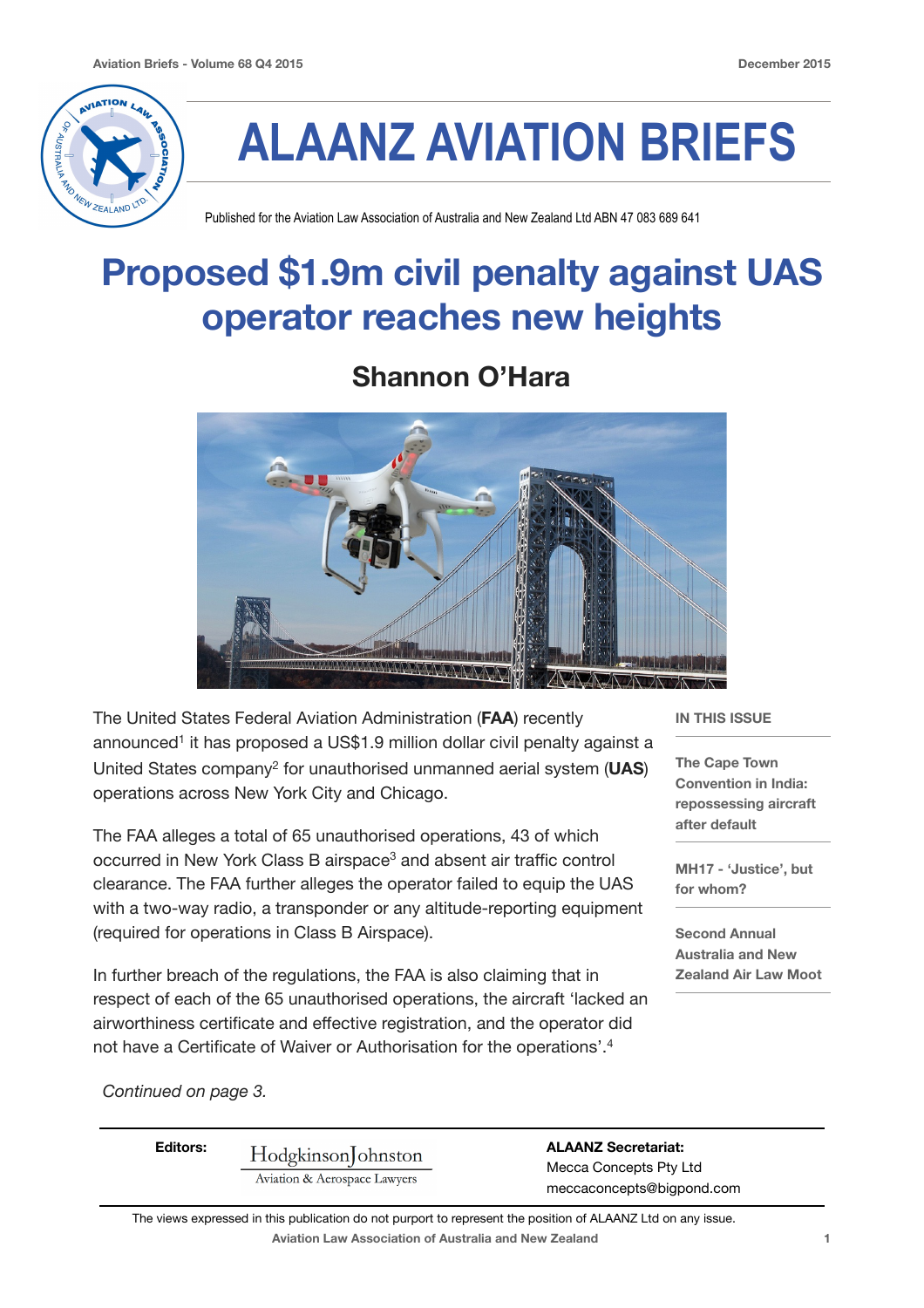# ALAANZ AVIATION BRIEFS

Published for the Aviation Law Association of Australia and New Zealand Ltd ABN 47 083 689 641

## Proposed $1.9m civil penalty against UAS operator reaches new heights

### Shannon O'Hara

The United States Federal Aviation Administration (**FAA**) recently announced[1] it has proposed a US$1.9 million dollar civil penalty against a United States company[2] for unauthorised unmanned aerial system (**UAS**) operations across New York City and Chicago.

The FAA alleges a total of 65 unauthorised operations, 43 of which occurred in New York Class B airspace[3] and absent air traffic control clearance. The FAA further alleges the operator failed to equip the UAS with a two-way radio, a transponder or any altitude-reporting equipment (required for operations in Class B Airspace).

In further breach of the regulations, the FAA is also claiming that in respect of each of the 65 unauthorised operations, the aircraft 'lacked an airworthiness certificate and effective registration, and the operator did not have a Certificate of Waiver or Authorisation for the operations'.[4]

*Continued on page 3.*

**IN THIS ISSUE**

- The Cape Town Convention in India: repossessing aircraft after default
- MH17 - 'Justice', but for whom?
- Second Annual Australia and New Zealand Air Law Moot

**Editors:** HodgkinsonJohnston Aviation & Aerospace Lawyers

**ALAANZ Secretariat:**
Mecca Concepts Pty Ltd
meccaconcepts@bigpond.com

The views expressed in this publication do not purport to represent the position of ALAANZ Ltd on any issue.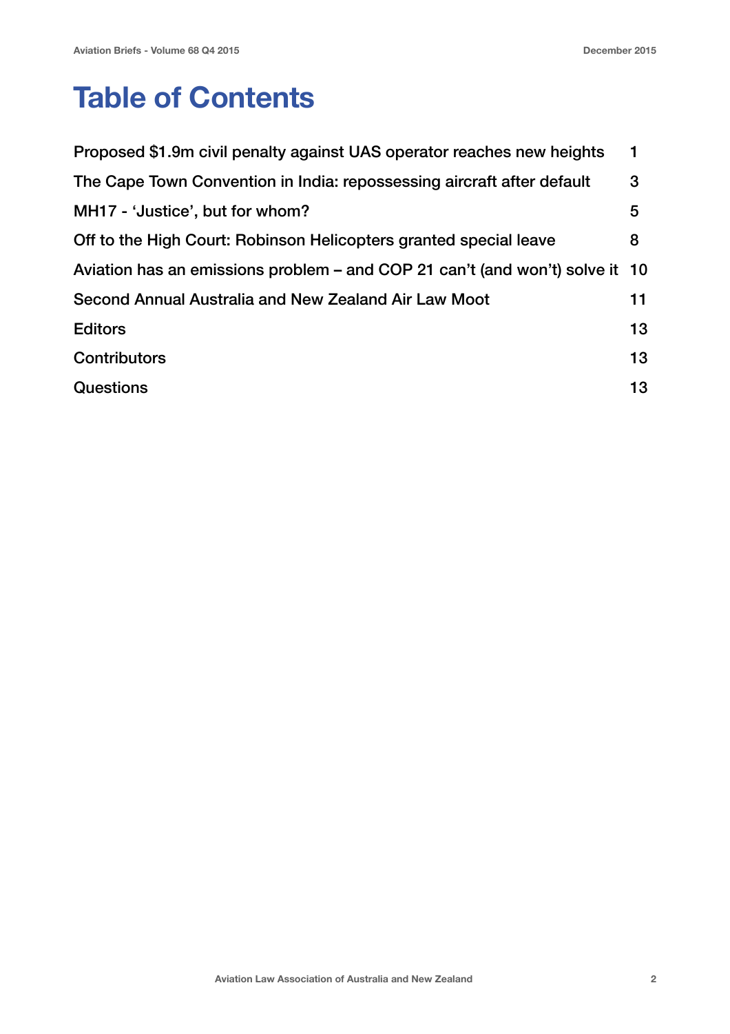# Table of Contents

| | |
|---|---|
| Proposed $1.9m civil penalty against UAS operator reaches new heights | 1 |
| The Cape Town Convention in India: repossessing aircraft after default | 3 |
| MH17 - 'Justice', but for whom? | 5 |
| Off to the High Court: Robinson Helicopters granted special leave | 8 |
| Aviation has an emissions problem – and COP 21 can't (and won't) solve it | 10 |
| Second Annual Australia and New Zealand Air Law Moot | 11 |
| Editors | 13 |
| Contributors | 13 |
| Questions | 13 |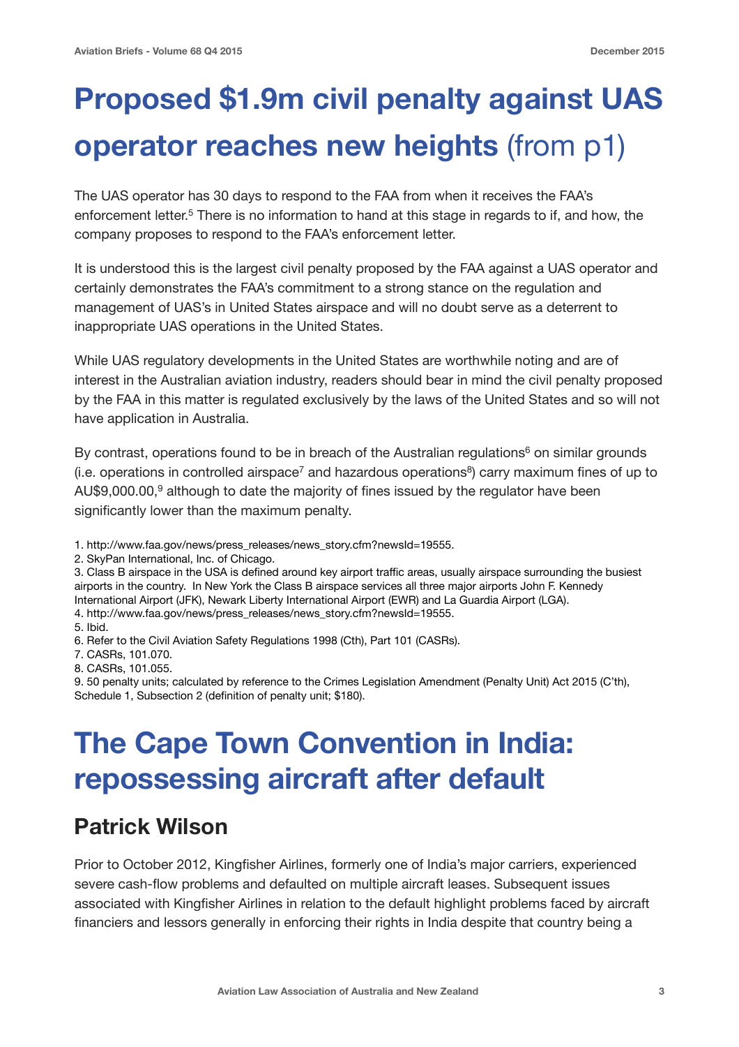# Proposed $1.9m civil penalty against UAS operator reaches new heights (from p1)

The UAS operator has 30 days to respond to the FAA from when it receives the FAA's enforcement letter.[5] There is no information to hand at this stage in regards to if, and how, the company proposes to respond to the FAA's enforcement letter.

It is understood this is the largest civil penalty proposed by the FAA against a UAS operator and certainly demonstrates the FAA's commitment to a strong stance on the regulation and management of UAS's in United States airspace and will no doubt serve as a deterrent to inappropriate UAS operations in the United States.

While UAS regulatory developments in the United States are worthwhile noting and are of interest in the Australian aviation industry, readers should bear in mind the civil penalty proposed by the FAA in this matter is regulated exclusively by the laws of the United States and so will not have application in Australia.

By contrast, operations found to be in breach of the Australian regulations[6] on similar grounds (i.e. operations in controlled airspace[7] and hazardous operations[8]) carry maximum fines of up to AU$9,000.00,[9] although to date the majority of fines issued by the regulator have been significantly lower than the maximum penalty.

1. http://www.faa.gov/news/press_releases/news_story.cfm?newsId=19555.
2. SkyPan International, Inc. of Chicago.
3. Class B airspace in the USA is defined around key airport traffic areas, usually airspace surrounding the busiest airports in the country. In New York the Class B airspace services all three major airports John F. Kennedy International Airport (JFK), Newark Liberty International Airport (EWR) and La Guardia Airport (LGA).
4. http://www.faa.gov/news/press_releases/news_story.cfm?newsId=19555.
5. Ibid.
6. Refer to the Civil Aviation Safety Regulations 1998 (Cth), Part 101 (CASRs).
7. CASRs, 101.070.
8. CASRs, 101.055.
9. 50 penalty units; calculated by reference to the Crimes Legislation Amendment (Penalty Unit) Act 2015 (C'th), Schedule 1, Subsection 2 (definition of penalty unit; $180).

# The Cape Town Convention in India: repossessing aircraft after default

## Patrick Wilson

Prior to October 2012, Kingfisher Airlines, formerly one of India's major carriers, experienced severe cash-flow problems and defaulted on multiple aircraft leases. Subsequent issues associated with Kingfisher Airlines in relation to the default highlight problems faced by aircraft financiers and lessors generally in enforcing their rights in India despite that country being a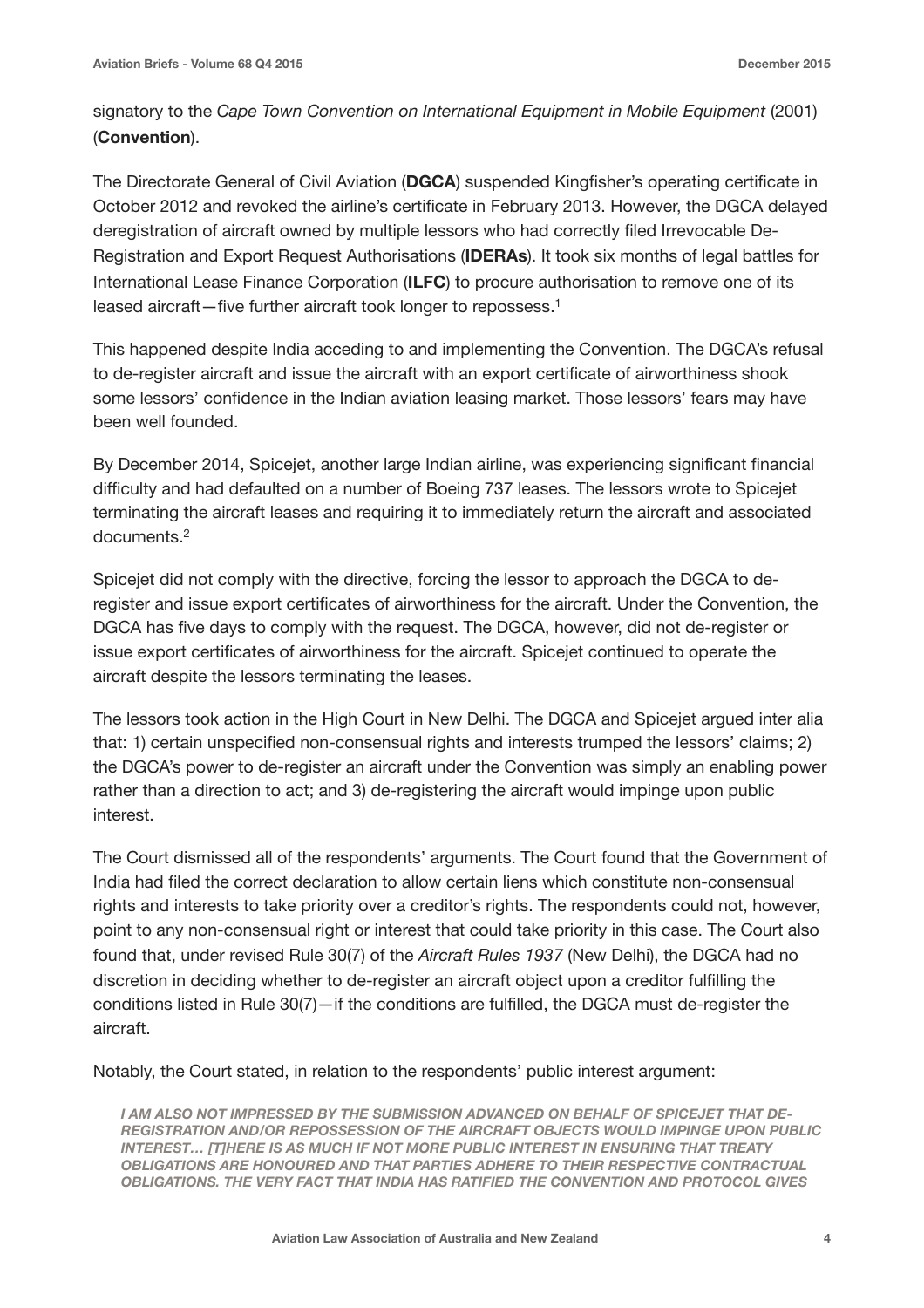signatory to the *Cape Town Convention on International Equipment in Mobile Equipment* (2001) (**Convention**).

The Directorate General of Civil Aviation (**DGCA**) suspended Kingfisher's operating certificate in October 2012 and revoked the airline's certificate in February 2013. However, the DGCA delayed deregistration of aircraft owned by multiple lessors who had correctly filed Irrevocable De-Registration and Export Request Authorisations (**IDERAs**). It took six months of legal battles for International Lease Finance Corporation (**ILFC**) to procure authorisation to remove one of its leased aircraft—five further aircraft took longer to repossess.[1]

This happened despite India acceding to and implementing the Convention. The DGCA's refusal to de-register aircraft and issue the aircraft with an export certificate of airworthiness shook some lessors' confidence in the Indian aviation leasing market. Those lessors' fears may have been well founded.

By December 2014, Spicejet, another large Indian airline, was experiencing significant financial difficulty and had defaulted on a number of Boeing 737 leases. The lessors wrote to Spicejet terminating the aircraft leases and requiring it to immediately return the aircraft and associated documents.[2]

Spicejet did not comply with the directive, forcing the lessor to approach the DGCA to de-register and issue export certificates of airworthiness for the aircraft. Under the Convention, the DGCA has five days to comply with the request. The DGCA, however, did not de-register or issue export certificates of airworthiness for the aircraft. Spicejet continued to operate the aircraft despite the lessors terminating the leases.

The lessors took action in the High Court in New Delhi. The DGCA and Spicejet argued inter alia that: 1) certain unspecified non-consensual rights and interests trumped the lessors' claims; 2) the DGCA's power to de-register an aircraft under the Convention was simply an enabling power rather than a direction to act; and 3) de-registering the aircraft would impinge upon public interest.

The Court dismissed all of the respondents' arguments. The Court found that the Government of India had filed the correct declaration to allow certain liens which constitute non-consensual rights and interests to take priority over a creditor's rights. The respondents could not, however, point to any non-consensual right or interest that could take priority in this case. The Court also found that, under revised Rule 30(7) of the *Aircraft Rules 1937* (New Delhi), the DGCA had no discretion in deciding whether to de-register an aircraft object upon a creditor fulfilling the conditions listed in Rule 30(7)—if the conditions are fulfilled, the DGCA must de-register the aircraft.

Notably, the Court stated, in relation to the respondents' public interest argument:

> ***I AM ALSO NOT IMPRESSED BY THE SUBMISSION ADVANCED ON BEHALF OF SPICEJET THAT DE-REGISTRATION AND/OR REPOSSESSION OF THE AIRCRAFT OBJECTS WOULD IMPINGE UPON PUBLIC INTEREST… [T]HERE IS AS MUCH IF NOT MORE PUBLIC INTEREST IN ENSURING THAT TREATY OBLIGATIONS ARE HONOURED AND THAT PARTIES ADHERE TO THEIR RESPECTIVE CONTRACTUAL OBLIGATIONS. THE VERY FACT THAT INDIA HAS RATIFIED THE CONVENTION AND PROTOCOL GIVES***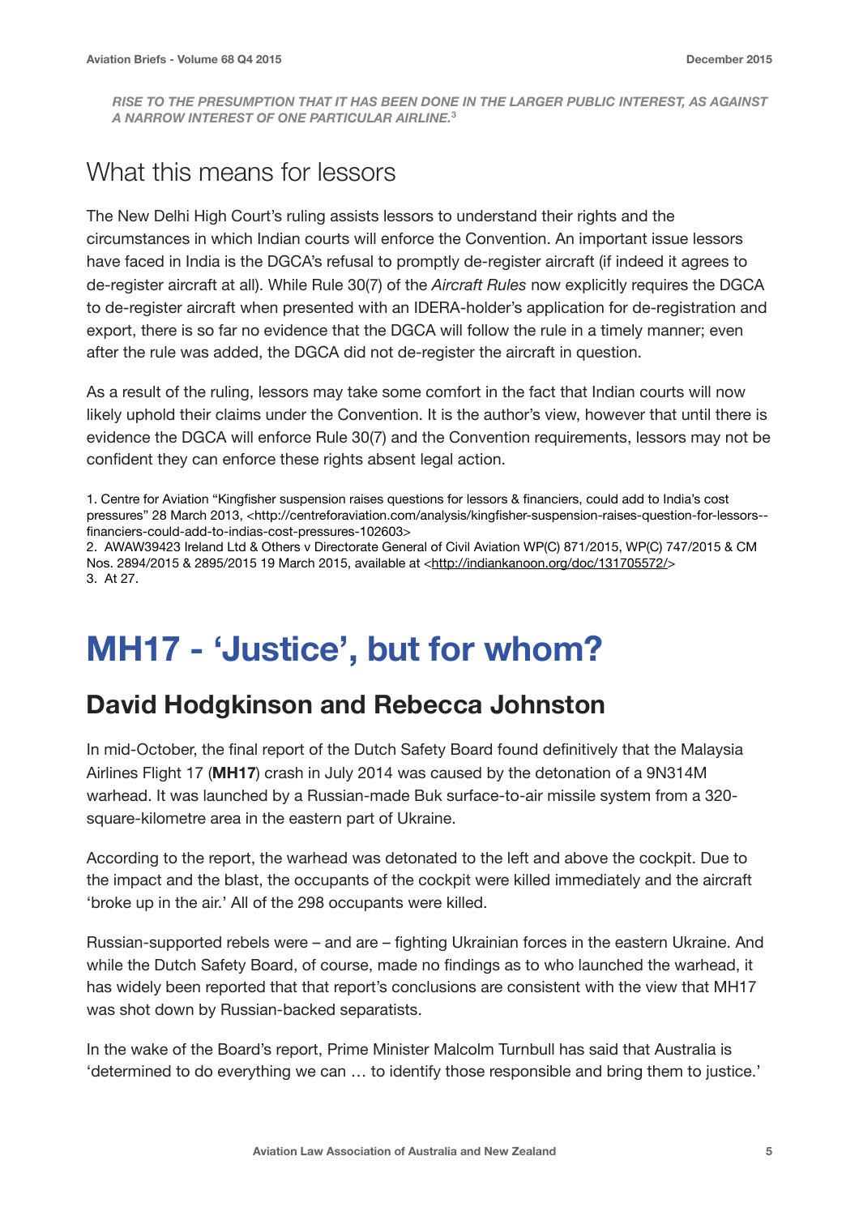*RISE TO THE PRESUMPTION THAT IT HAS BEEN DONE IN THE LARGER PUBLIC INTEREST, AS AGAINST A NARROW INTEREST OF ONE PARTICULAR AIRLINE.*[3]

## What this means for lessors

The New Delhi High Court's ruling assists lessors to understand their rights and the circumstances in which Indian courts will enforce the Convention. An important issue lessors have faced in India is the DGCA's refusal to promptly de-register aircraft (if indeed it agrees to de-register aircraft at all). While Rule 30(7) of the *Aircraft Rules* now explicitly requires the DGCA to de-register aircraft when presented with an IDERA-holder's application for de-registration and export, there is so far no evidence that the DGCA will follow the rule in a timely manner; even after the rule was added, the DGCA did not de-register the aircraft in question.

As a result of the ruling, lessors may take some comfort in the fact that Indian courts will now likely uphold their claims under the Convention. It is the author's view, however that until there is evidence the DGCA will enforce Rule 30(7) and the Convention requirements, lessors may not be confident they can enforce these rights absent legal action.

1. Centre for Aviation "Kingfisher suspension raises questions for lessors & financiers, could add to India's cost pressures" 28 March 2013, <http://centreforaviation.com/analysis/kingfisher-suspension-raises-question-for-lessors--financiers-could-add-to-indias-cost-pressures-102603>
2. AWAW39423 Ireland Ltd & Others v Directorate General of Civil Aviation WP(C) 871/2015, WP(C) 747/2015 & CM Nos. 2894/2015 & 2895/2015 19 March 2015, available at <http://indiankanoon.org/doc/131705572/>
3. At 27.

# MH17 - 'Justice', but for whom?

## David Hodgkinson and Rebecca Johnston

In mid-October, the final report of the Dutch Safety Board found definitively that the Malaysia Airlines Flight 17 (**MH17**) crash in July 2014 was caused by the detonation of a 9N314M warhead. It was launched by a Russian-made Buk surface-to-air missile system from a 320-square-kilometre area in the eastern part of Ukraine.

According to the report, the warhead was detonated to the left and above the cockpit. Due to the impact and the blast, the occupants of the cockpit were killed immediately and the aircraft 'broke up in the air.' All of the 298 occupants were killed.

Russian-supported rebels were – and are – fighting Ukrainian forces in the eastern Ukraine. And while the Dutch Safety Board, of course, made no findings as to who launched the warhead, it has widely been reported that that report's conclusions are consistent with the view that MH17 was shot down by Russian-backed separatists.

In the wake of the Board's report, Prime Minister Malcolm Turnbull has said that Australia is 'determined to do everything we can … to identify those responsible and bring them to justice.'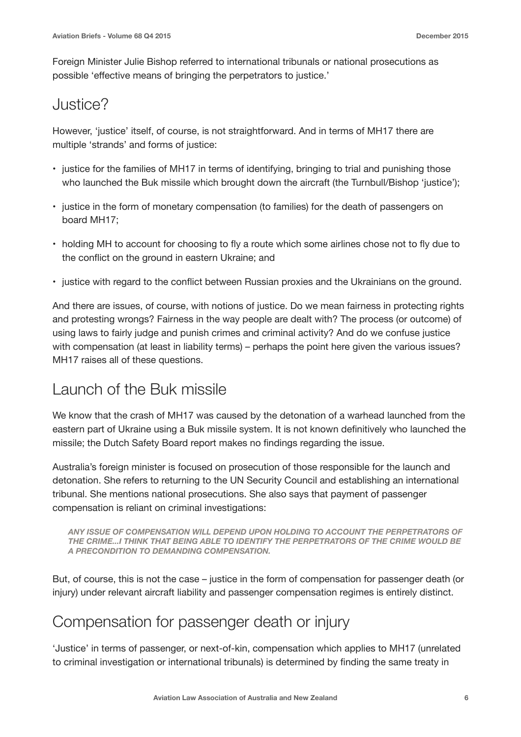Foreign Minister Julie Bishop referred to international tribunals or national prosecutions as possible 'effective means of bringing the perpetrators to justice.'

## Justice?

However, 'justice' itself, of course, is not straightforward. And in terms of MH17 there are multiple 'strands' and forms of justice:

- justice for the families of MH17 in terms of identifying, bringing to trial and punishing those who launched the Buk missile which brought down the aircraft (the Turnbull/Bishop 'justice');
- justice in the form of monetary compensation (to families) for the death of passengers on board MH17;
- holding MH to account for choosing to fly a route which some airlines chose not to fly due to the conflict on the ground in eastern Ukraine; and
- justice with regard to the conflict between Russian proxies and the Ukrainians on the ground.

And there are issues, of course, with notions of justice. Do we mean fairness in protecting rights and protesting wrongs? Fairness in the way people are dealt with? The process (or outcome) of using laws to fairly judge and punish crimes and criminal activity? And do we confuse justice with compensation (at least in liability terms) – perhaps the point here given the various issues? MH17 raises all of these questions.

## Launch of the Buk missile

We know that the crash of MH17 was caused by the detonation of a warhead launched from the eastern part of Ukraine using a Buk missile system. It is not known definitively who launched the missile; the Dutch Safety Board report makes no findings regarding the issue.

Australia's foreign minister is focused on prosecution of those responsible for the launch and detonation. She refers to returning to the UN Security Council and establishing an international tribunal. She mentions national prosecutions. She also says that payment of passenger compensation is reliant on criminal investigations:

> ***ANY ISSUE OF COMPENSATION WILL DEPEND UPON HOLDING TO ACCOUNT THE PERPETRATORS OF THE CRIME...I THINK THAT BEING ABLE TO IDENTIFY THE PERPETRATORS OF THE CRIME WOULD BE A PRECONDITION TO DEMANDING COMPENSATION.***

But, of course, this is not the case – justice in the form of compensation for passenger death (or injury) under relevant aircraft liability and passenger compensation regimes is entirely distinct.

## Compensation for passenger death or injury

'Justice' in terms of passenger, or next-of-kin, compensation which applies to MH17 (unrelated to criminal investigation or international tribunals) is determined by finding the same treaty in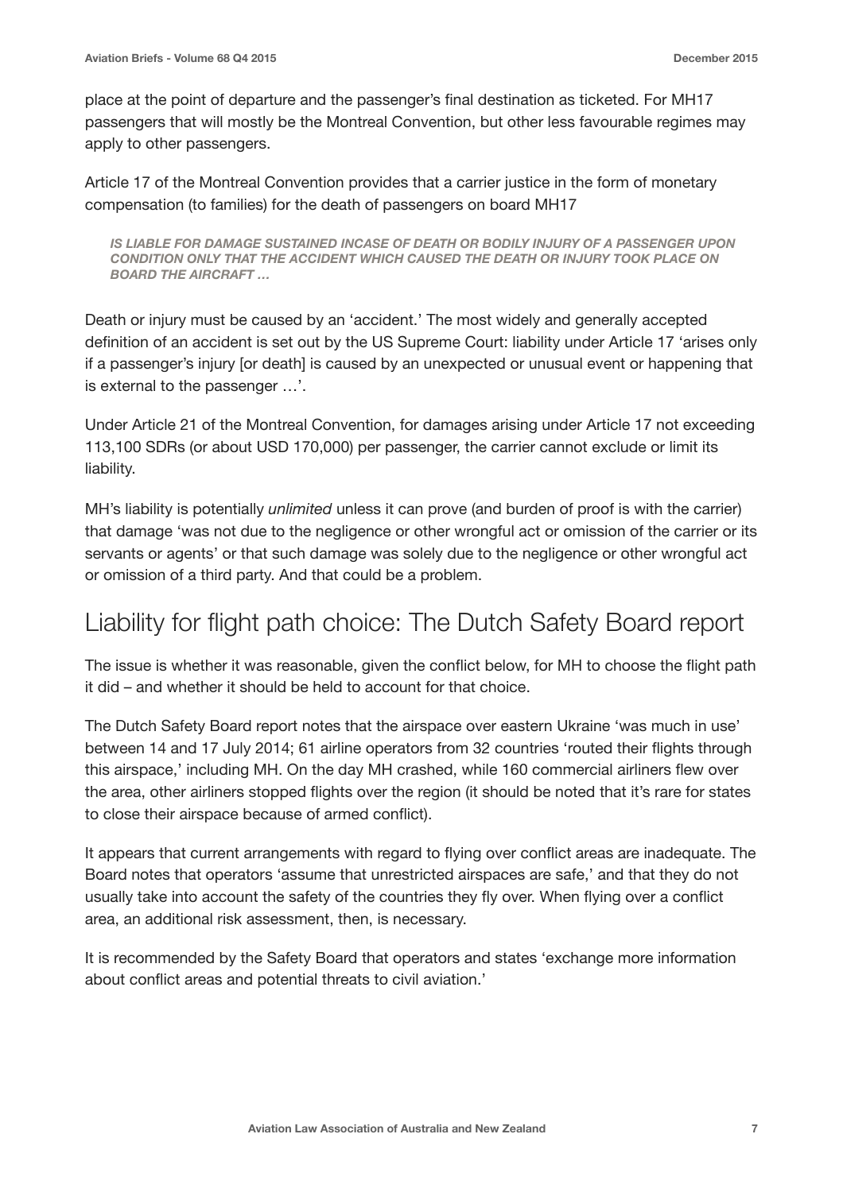place at the point of departure and the passenger's final destination as ticketed. For MH17 passengers that will mostly be the Montreal Convention, but other less favourable regimes may apply to other passengers.

Article 17 of the Montreal Convention provides that a carrier justice in the form of monetary compensation (to families) for the death of passengers on board MH17

> ***IS LIABLE FOR DAMAGE SUSTAINED INCASE OF DEATH OR BODILY INJURY OF A PASSENGER UPON CONDITION ONLY THAT THE ACCIDENT WHICH CAUSED THE DEATH OR INJURY TOOK PLACE ON BOARD THE AIRCRAFT …***

Death or injury must be caused by an 'accident.' The most widely and generally accepted definition of an accident is set out by the US Supreme Court: liability under Article 17 'arises only if a passenger's injury [or death] is caused by an unexpected or unusual event or happening that is external to the passenger …'.

Under Article 21 of the Montreal Convention, for damages arising under Article 17 not exceeding 113,100 SDRs (or about USD 170,000) per passenger, the carrier cannot exclude or limit its liability.

MH's liability is potentially *unlimited* unless it can prove (and burden of proof is with the carrier) that damage 'was not due to the negligence or other wrongful act or omission of the carrier or its servants or agents' or that such damage was solely due to the negligence or other wrongful act or omission of a third party. And that could be a problem.

## Liability for flight path choice: The Dutch Safety Board report

The issue is whether it was reasonable, given the conflict below, for MH to choose the flight path it did – and whether it should be held to account for that choice.

The Dutch Safety Board report notes that the airspace over eastern Ukraine 'was much in use' between 14 and 17 July 2014; 61 airline operators from 32 countries 'routed their flights through this airspace,' including MH. On the day MH crashed, while 160 commercial airliners flew over the area, other airliners stopped flights over the region (it should be noted that it's rare for states to close their airspace because of armed conflict).

It appears that current arrangements with regard to flying over conflict areas are inadequate. The Board notes that operators 'assume that unrestricted airspaces are safe,' and that they do not usually take into account the safety of the countries they fly over. When flying over a conflict area, an additional risk assessment, then, is necessary.

It is recommended by the Safety Board that operators and states 'exchange more information about conflict areas and potential threats to civil aviation.'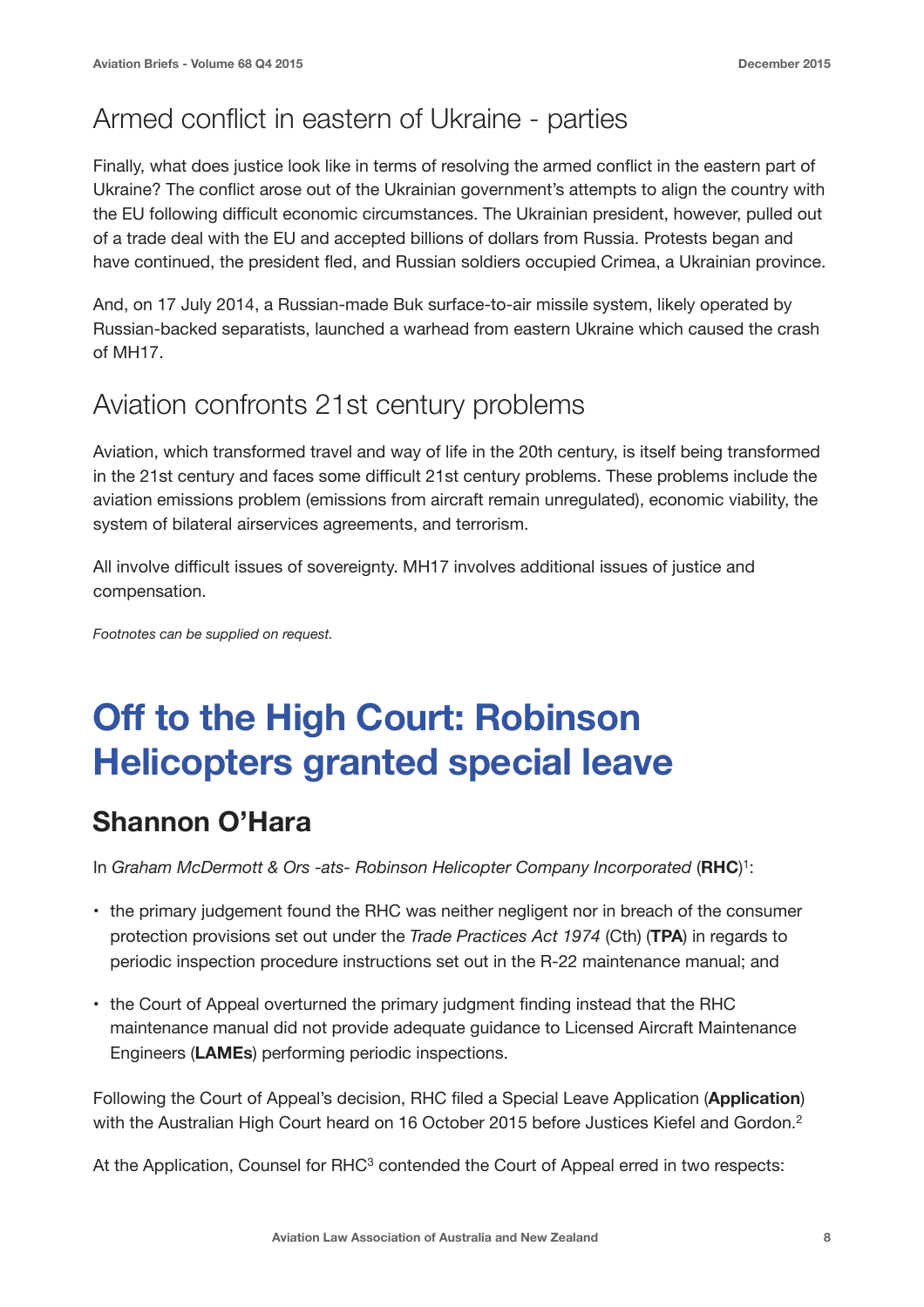## Armed conflict in eastern of Ukraine - parties

Finally, what does justice look like in terms of resolving the armed conflict in the eastern part of Ukraine? The conflict arose out of the Ukrainian government's attempts to align the country with the EU following difficult economic circumstances. The Ukrainian president, however, pulled out of a trade deal with the EU and accepted billions of dollars from Russia. Protests began and have continued, the president fled, and Russian soldiers occupied Crimea, a Ukrainian province.

And, on 17 July 2014, a Russian-made Buk surface-to-air missile system, likely operated by Russian-backed separatists, launched a warhead from eastern Ukraine which caused the crash of MH17.

## Aviation confronts 21st century problems

Aviation, which transformed travel and way of life in the 20th century, is itself being transformed in the 21st century and faces some difficult 21st century problems. These problems include the aviation emissions problem (emissions from aircraft remain unregulated), economic viability, the system of bilateral airservices agreements, and terrorism.

All involve difficult issues of sovereignty. MH17 involves additional issues of justice and compensation.

*Footnotes can be supplied on request.*

# Off to the High Court: Robinson Helicopters granted special leave

## Shannon O'Hara

In *Graham McDermott & Ors -ats- Robinson Helicopter Company Incorporated* (**RHC**)[1]:

- the primary judgement found the RHC was neither negligent nor in breach of the consumer protection provisions set out under the *Trade Practices Act 1974* (Cth) (**TPA**) in regards to periodic inspection procedure instructions set out in the R-22 maintenance manual; and
- the Court of Appeal overturned the primary judgment finding instead that the RHC maintenance manual did not provide adequate guidance to Licensed Aircraft Maintenance Engineers (**LAMEs**) performing periodic inspections.

Following the Court of Appeal's decision, RHC filed a Special Leave Application (**Application**) with the Australian High Court heard on 16 October 2015 before Justices Kiefel and Gordon.[2]

At the Application, Counsel for RHC[3] contended the Court of Appeal erred in two respects: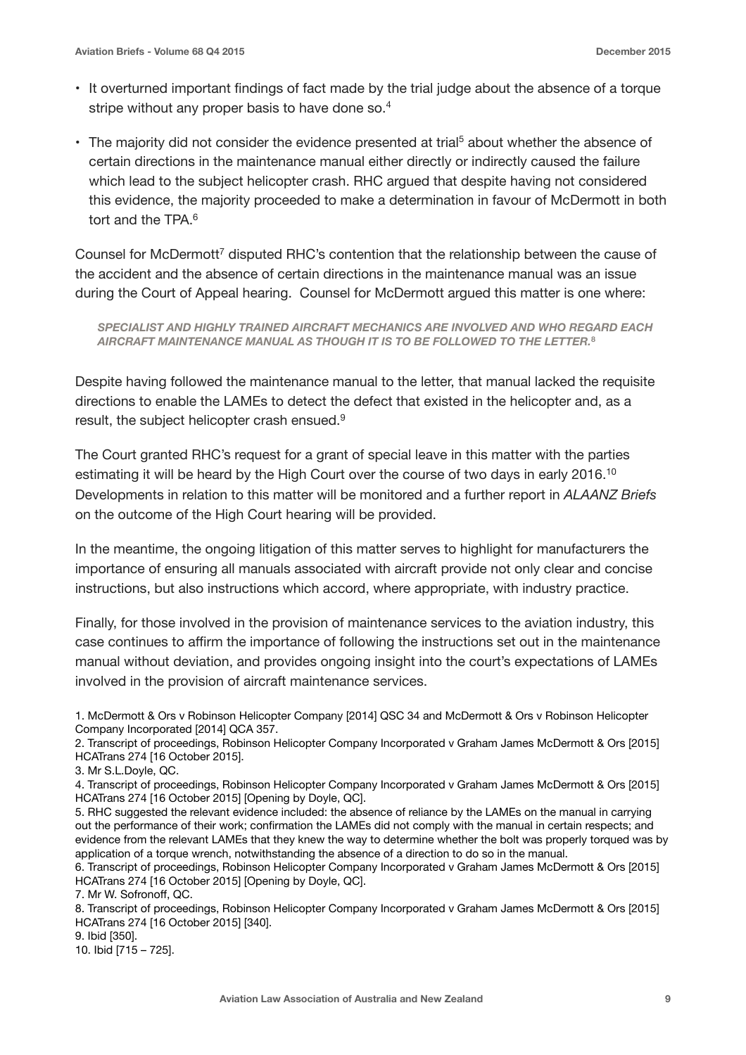- It overturned important findings of fact made by the trial judge about the absence of a torque stripe without any proper basis to have done so.[4]
- The majority did not consider the evidence presented at trial[5] about whether the absence of certain directions in the maintenance manual either directly or indirectly caused the failure which lead to the subject helicopter crash. RHC argued that despite having not considered this evidence, the majority proceeded to make a determination in favour of McDermott in both tort and the TPA.[6]

Counsel for McDermott[7] disputed RHC's contention that the relationship between the cause of the accident and the absence of certain directions in the maintenance manual was an issue during the Court of Appeal hearing. Counsel for McDermott argued this matter is one where:

> ***SPECIALIST AND HIGHLY TRAINED AIRCRAFT MECHANICS ARE INVOLVED AND WHO REGARD EACH AIRCRAFT MAINTENANCE MANUAL AS THOUGH IT IS TO BE FOLLOWED TO THE LETTER.***[8]

Despite having followed the maintenance manual to the letter, that manual lacked the requisite directions to enable the LAMEs to detect the defect that existed in the helicopter and, as a result, the subject helicopter crash ensued.[9]

The Court granted RHC's request for a grant of special leave in this matter with the parties estimating it will be heard by the High Court over the course of two days in early 2016.[10] Developments in relation to this matter will be monitored and a further report in *ALAANZ Briefs* on the outcome of the High Court hearing will be provided.

In the meantime, the ongoing litigation of this matter serves to highlight for manufacturers the importance of ensuring all manuals associated with aircraft provide not only clear and concise instructions, but also instructions which accord, where appropriate, with industry practice.

Finally, for those involved in the provision of maintenance services to the aviation industry, this case continues to affirm the importance of following the instructions set out in the maintenance manual without deviation, and provides ongoing insight into the court's expectations of LAMEs involved in the provision of aircraft maintenance services.

1. McDermott & Ors v Robinson Helicopter Company [2014] QSC 34 and McDermott & Ors v Robinson Helicopter Company Incorporated [2014] QCA 357.
2. Transcript of proceedings, Robinson Helicopter Company Incorporated v Graham James McDermott & Ors [2015] HCATrans 274 [16 October 2015].
3. Mr S.L.Doyle, QC.
4. Transcript of proceedings, Robinson Helicopter Company Incorporated v Graham James McDermott & Ors [2015] HCATrans 274 [16 October 2015] [Opening by Doyle, QC].
5. RHC suggested the relevant evidence included: the absence of reliance by the LAMEs on the manual in carrying out the performance of their work; confirmation the LAMEs did not comply with the manual in certain respects; and evidence from the relevant LAMEs that they knew the way to determine whether the bolt was properly torqued was by application of a torque wrench, notwithstanding the absence of a direction to do so in the manual.
6. Transcript of proceedings, Robinson Helicopter Company Incorporated v Graham James McDermott & Ors [2015] HCATrans 274 [16 October 2015] [Opening by Doyle, QC].
7. Mr W. Sofronoff, QC.
8. Transcript of proceedings, Robinson Helicopter Company Incorporated v Graham James McDermott & Ors [2015] HCATrans 274 [16 October 2015] [340].
9. Ibid [350].
10. Ibid [715 – 725].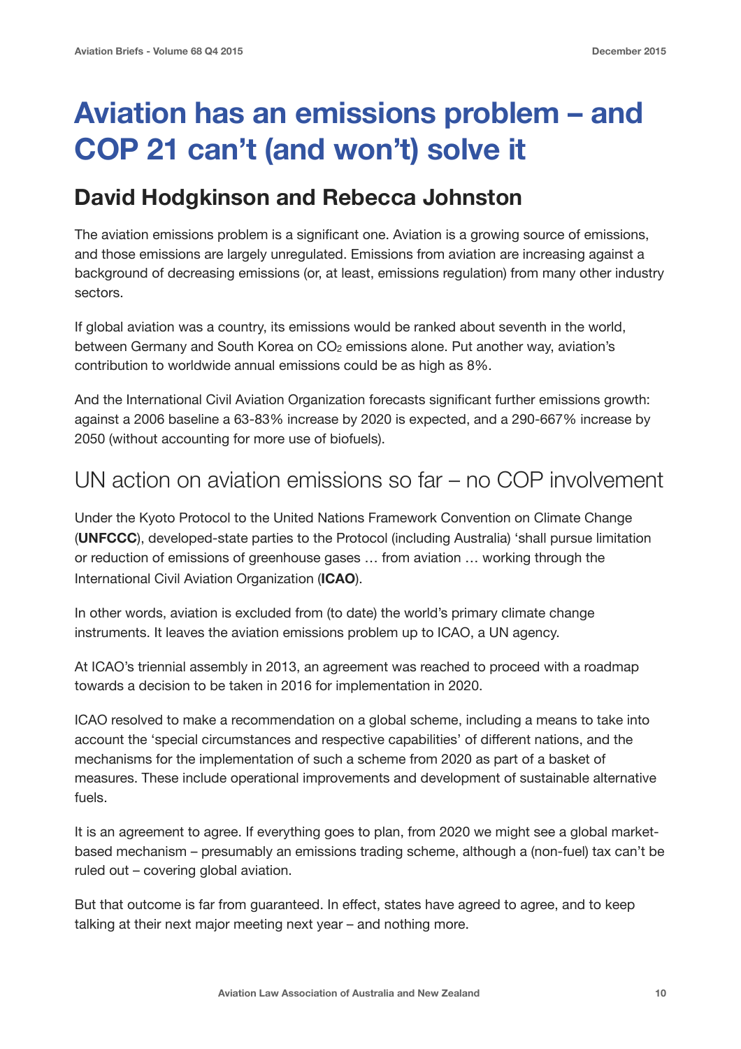# Aviation has an emissions problem – and COP 21 can't (and won't) solve it

## David Hodgkinson and Rebecca Johnston

The aviation emissions problem is a significant one. Aviation is a growing source of emissions, and those emissions are largely unregulated. Emissions from aviation are increasing against a background of decreasing emissions (or, at least, emissions regulation) from many other industry sectors.

If global aviation was a country, its emissions would be ranked about seventh in the world, between Germany and South Korea on $CO_2$ emissions alone. Put another way, aviation's contribution to worldwide annual emissions could be as high as 8%.

And the International Civil Aviation Organization forecasts significant further emissions growth: against a 2006 baseline a 63-83% increase by 2020 is expected, and a 290-667% increase by 2050 (without accounting for more use of biofuels).

### UN action on aviation emissions so far – no COP involvement

Under the Kyoto Protocol to the United Nations Framework Convention on Climate Change (**UNFCCC**), developed-state parties to the Protocol (including Australia) 'shall pursue limitation or reduction of emissions of greenhouse gases … from aviation … working through the International Civil Aviation Organization (**ICAO**).

In other words, aviation is excluded from (to date) the world's primary climate change instruments. It leaves the aviation emissions problem up to ICAO, a UN agency.

At ICAO's triennial assembly in 2013, an agreement was reached to proceed with a roadmap towards a decision to be taken in 2016 for implementation in 2020.

ICAO resolved to make a recommendation on a global scheme, including a means to take into account the 'special circumstances and respective capabilities' of different nations, and the mechanisms for the implementation of such a scheme from 2020 as part of a basket of measures. These include operational improvements and development of sustainable alternative fuels.

It is an agreement to agree. If everything goes to plan, from 2020 we might see a global market-based mechanism – presumably an emissions trading scheme, although a (non-fuel) tax can't be ruled out – covering global aviation.

But that outcome is far from guaranteed. In effect, states have agreed to agree, and to keep talking at their next major meeting next year – and nothing more.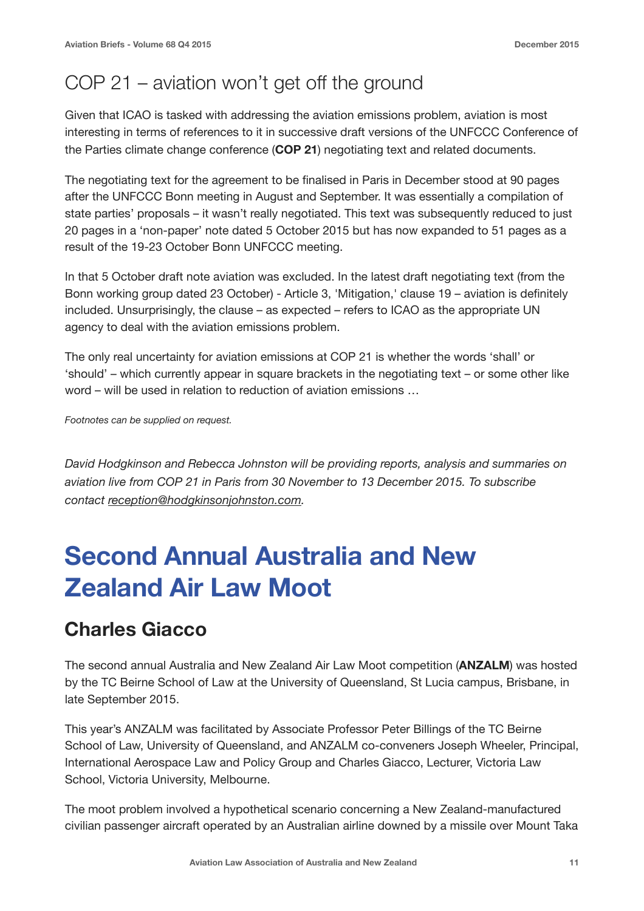## COP 21 – aviation won't get off the ground

Given that ICAO is tasked with addressing the aviation emissions problem, aviation is most interesting in terms of references to it in successive draft versions of the UNFCCC Conference of the Parties climate change conference (**COP 21**) negotiating text and related documents.

The negotiating text for the agreement to be finalised in Paris in December stood at 90 pages after the UNFCCC Bonn meeting in August and September. It was essentially a compilation of state parties' proposals – it wasn't really negotiated. This text was subsequently reduced to just 20 pages in a 'non-paper' note dated 5 October 2015 but has now expanded to 51 pages as a result of the 19-23 October Bonn UNFCCC meeting.

In that 5 October draft note aviation was excluded. In the latest draft negotiating text (from the Bonn working group dated 23 October) - Article 3, 'Mitigation,' clause 19 – aviation is definitely included. Unsurprisingly, the clause – as expected – refers to ICAO as the appropriate UN agency to deal with the aviation emissions problem.

The only real uncertainty for aviation emissions at COP 21 is whether the words 'shall' or 'should' – which currently appear in square brackets in the negotiating text – or some other like word – will be used in relation to reduction of aviation emissions …

*Footnotes can be supplied on request.*

*David Hodgkinson and Rebecca Johnston will be providing reports, analysis and summaries on aviation live from COP 21 in Paris from 30 November to 13 December 2015. To subscribe contact reception@hodgkinsonjohnston.com.*

# Second Annual Australia and New Zealand Air Law Moot

## Charles Giacco

The second annual Australia and New Zealand Air Law Moot competition (**ANZALM**) was hosted by the TC Beirne School of Law at the University of Queensland, St Lucia campus, Brisbane, in late September 2015.

This year's ANZALM was facilitated by Associate Professor Peter Billings of the TC Beirne School of Law, University of Queensland, and ANZALM co-conveners Joseph Wheeler, Principal, International Aerospace Law and Policy Group and Charles Giacco, Lecturer, Victoria Law School, Victoria University, Melbourne.

The moot problem involved a hypothetical scenario concerning a New Zealand-manufactured civilian passenger aircraft operated by an Australian airline downed by a missile over Mount Taka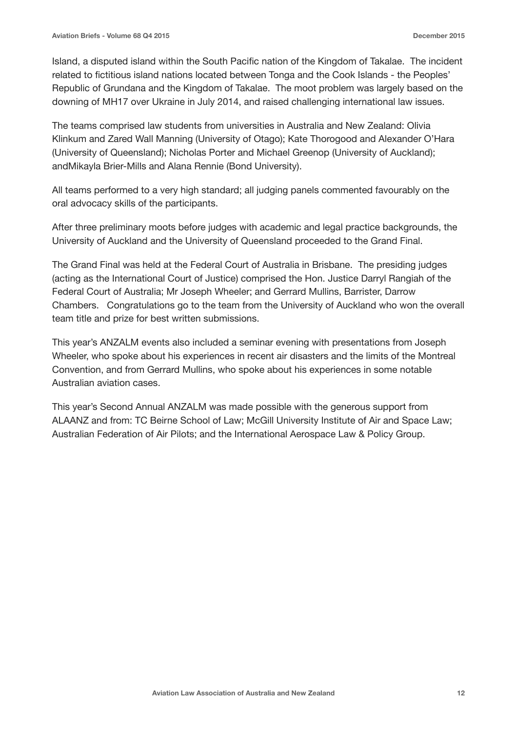Island, a disputed island within the South Pacific nation of the Kingdom of Takalae. The incident related to fictitious island nations located between Tonga and the Cook Islands - the Peoples' Republic of Grundana and the Kingdom of Takalae. The moot problem was largely based on the downing of MH17 over Ukraine in July 2014, and raised challenging international law issues.

The teams comprised law students from universities in Australia and New Zealand: Olivia Klinkum and Zared Wall Manning (University of Otago); Kate Thorogood and Alexander O'Hara (University of Queensland); Nicholas Porter and Michael Greenop (University of Auckland); andMikayla Brier-Mills and Alana Rennie (Bond University).

All teams performed to a very high standard; all judging panels commented favourably on the oral advocacy skills of the participants.

After three preliminary moots before judges with academic and legal practice backgrounds, the University of Auckland and the University of Queensland proceeded to the Grand Final.

The Grand Final was held at the Federal Court of Australia in Brisbane. The presiding judges (acting as the International Court of Justice) comprised the Hon. Justice Darryl Rangiah of the Federal Court of Australia; Mr Joseph Wheeler; and Gerrard Mullins, Barrister, Darrow Chambers. Congratulations go to the team from the University of Auckland who won the overall team title and prize for best written submissions.

This year's ANZALM events also included a seminar evening with presentations from Joseph Wheeler, who spoke about his experiences in recent air disasters and the limits of the Montreal Convention, and from Gerrard Mullins, who spoke about his experiences in some notable Australian aviation cases.

This year's Second Annual ANZALM was made possible with the generous support from ALAANZ and from: TC Beirne School of Law; McGill University Institute of Air and Space Law; Australian Federation of Air Pilots; and the International Aerospace Law & Policy Group.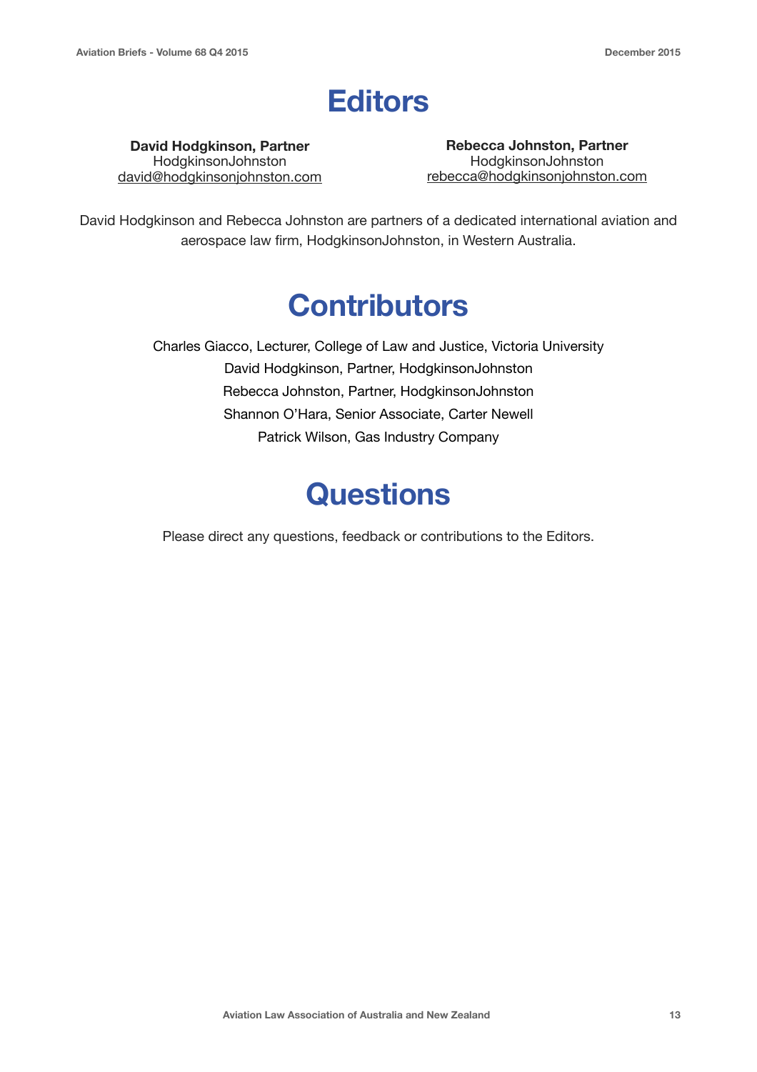# Editors

**David Hodgkinson, Partner**
HodgkinsonJohnston
david@hodgkinsonjohnston.com

**Rebecca Johnston, Partner**
HodgkinsonJohnston
rebecca@hodgkinsonjohnston.com

David Hodgkinson and Rebecca Johnston are partners of a dedicated international aviation and aerospace law firm, HodgkinsonJohnston, in Western Australia.

# Contributors

Charles Giacco, Lecturer, College of Law and Justice, Victoria University
David Hodgkinson, Partner, HodgkinsonJohnston
Rebecca Johnston, Partner, HodgkinsonJohnston
Shannon O'Hara, Senior Associate, Carter Newell
Patrick Wilson, Gas Industry Company

# Questions

Please direct any questions, feedback or contributions to the Editors.